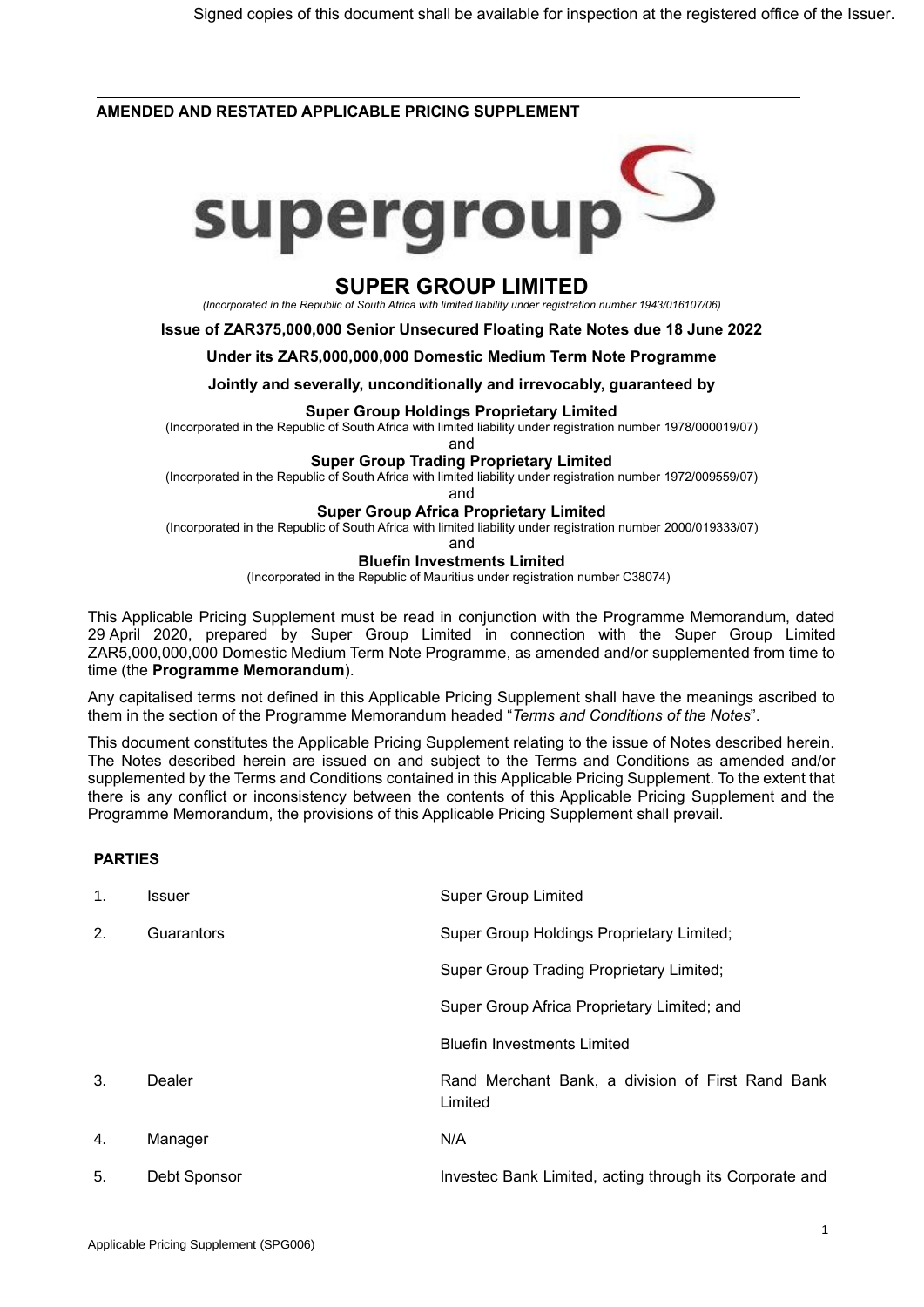Signed copies of this document shall be available for inspection at the registered office of the Issuer.

**AMENDED AND RESTATED APPLICABLE PRICING SUPPLEMENT**

supergroup

# SUPER GROUP LIMITED

*(Incorporated in the Republic of South Africa with limited liability under registration number 1943/016107/06)*

**Issue of ZAR375,000,000 Senior Unsecured Floating Rate Notes due 18 June 2022**

**Under its ZAR5,000,000,000 Domestic Medium Term Note Programme**

**Jointly and severally, unconditionally and irrevocably, guaranteed by**

**Super Group Holdings Proprietary Limited**

(Incorporated in the Republic of South Africa with limited liability under registration number 1978/000019/07)

and

**Super Group Trading Proprietary Limited**

(Incorporated in the Republic of South Africa with limited liability under registration number 1972/009559/07)

and

**Super Group Africa Proprietary Limited**

(Incorporated in the Republic of South Africa with limited liability under registration number 2000/019333/07)

and

**Bluefin Investments Limited**

(Incorporated in the Republic of Mauritius under registration number C38074)

This Applicable Pricing Supplement must be read in conjunction with the Programme Memorandum, dated 29 April 2020, prepared by Super Group Limited in connection with the Super Group Limited ZAR5,000,000,000 Domestic Medium Term Note Programme, as amended and/or supplemented from time to time (the **Programme Memorandum**).

Any capitalised terms not defined in this Applicable Pricing Supplement shall have the meanings ascribed to them in the section of the Programme Memorandum headed "*Terms and Conditions of the Notes*".

This document constitutes the Applicable Pricing Supplement relating to the issue of Notes described herein. The Notes described herein are issued on and subject to the Terms and Conditions as amended and/or supplemented by the Terms and Conditions contained in this Applicable Pricing Supplement. To the extent that there is any conflict or inconsistency between the contents of this Applicable Pricing Supplement and the Programme Memorandum, the provisions of this Applicable Pricing Supplement shall prevail.

**PARTIES**

| | | |
|---|---|---|
| 1. | Issuer | Super Group Limited |
| 2. | Guarantors | Super Group Holdings Proprietary Limited; |
| | | Super Group Trading Proprietary Limited; |
| | | Super Group Africa Proprietary Limited; and |
| | | Bluefin Investments Limited |
| 3. | Dealer | Rand Merchant Bank, a division of First Rand Bank Limited |
| 4. | Manager | N/A |
| 5. | Debt Sponsor | Investec Bank Limited, acting through its Corporate and |

Applicable Pricing Supplement (SPG006)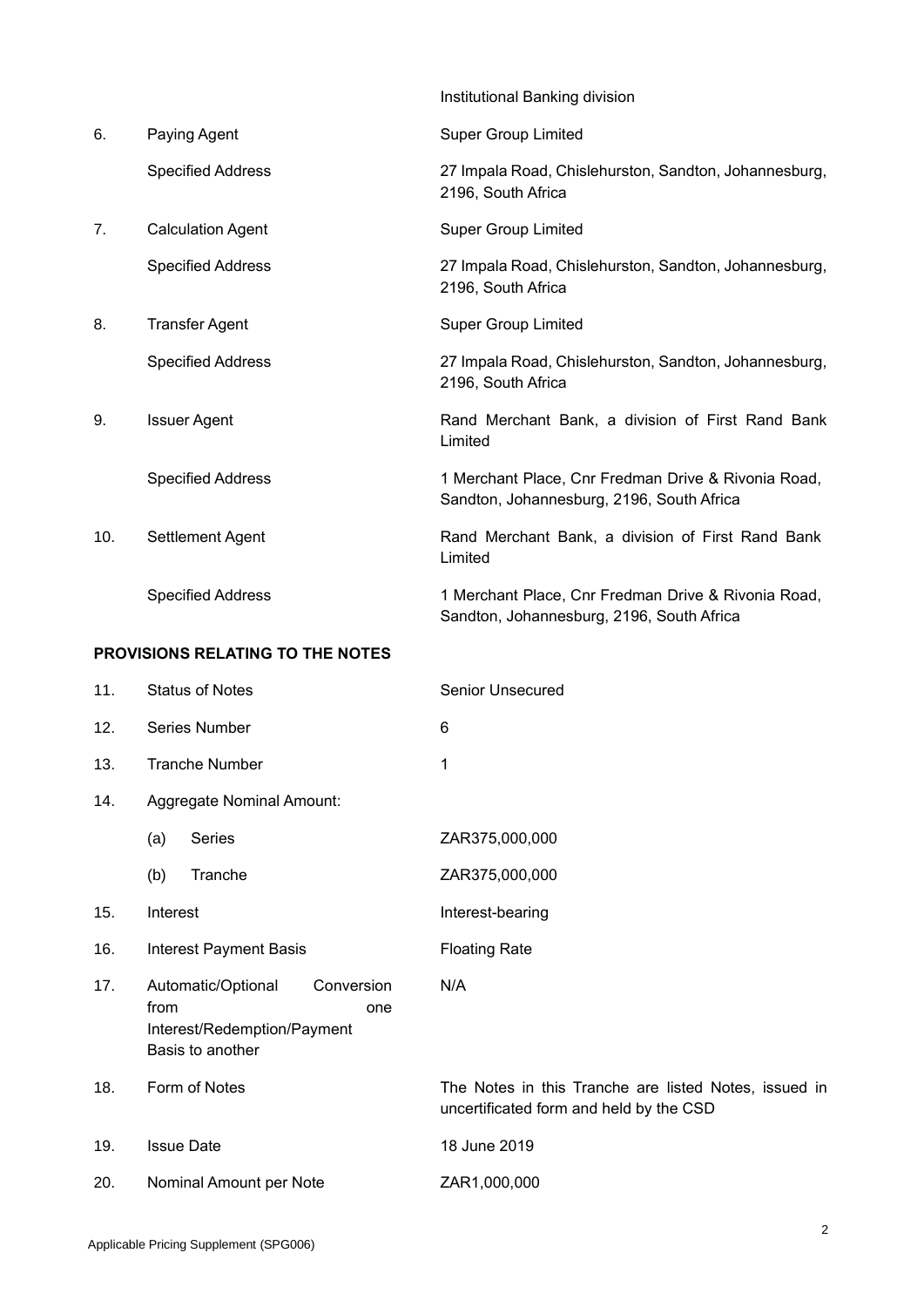| | | |
|---|---|---|
| | | Institutional Banking division |
| 6. | Paying Agent | Super Group Limited |
| | Specified Address | 27 Impala Road, Chislehurston, Sandton, Johannesburg, 2196, South Africa |
| 7. | Calculation Agent | Super Group Limited |
| | Specified Address | 27 Impala Road, Chislehurston, Sandton, Johannesburg, 2196, South Africa |
| 8. | Transfer Agent | Super Group Limited |
| | Specified Address | 27 Impala Road, Chislehurston, Sandton, Johannesburg, 2196, South Africa |
| 9. | Issuer Agent | Rand Merchant Bank, a division of First Rand Bank Limited |
| | Specified Address | 1 Merchant Place, Cnr Fredman Drive & Rivonia Road, Sandton, Johannesburg, 2196, South Africa |
| 10. | Settlement Agent | Rand Merchant Bank, a division of First Rand Bank Limited |
| | Specified Address | 1 Merchant Place, Cnr Fredman Drive & Rivonia Road, Sandton, Johannesburg, 2196, South Africa |

**PROVISIONS RELATING TO THE NOTES**

| | | |
|---|---|---|
| 11. | Status of Notes | Senior Unsecured |
| 12. | Series Number | 6 |
| 13. | Tranche Number | 1 |
| 14. | Aggregate Nominal Amount: | |
| | (a) Series | ZAR375,000,000 |
| | (b) Tranche | ZAR375,000,000 |
| 15. | Interest | Interest-bearing |
| 16. | Interest Payment Basis | Floating Rate |
| 17. | Automatic/Optional Conversion from one Interest/Redemption/Payment Basis to another | N/A |
| 18. | Form of Notes | The Notes in this Tranche are listed Notes, issued in uncertificated form and held by the CSD |
| 19. | Issue Date | 18 June 2019 |
| 20. | Nominal Amount per Note | ZAR1,000,000 |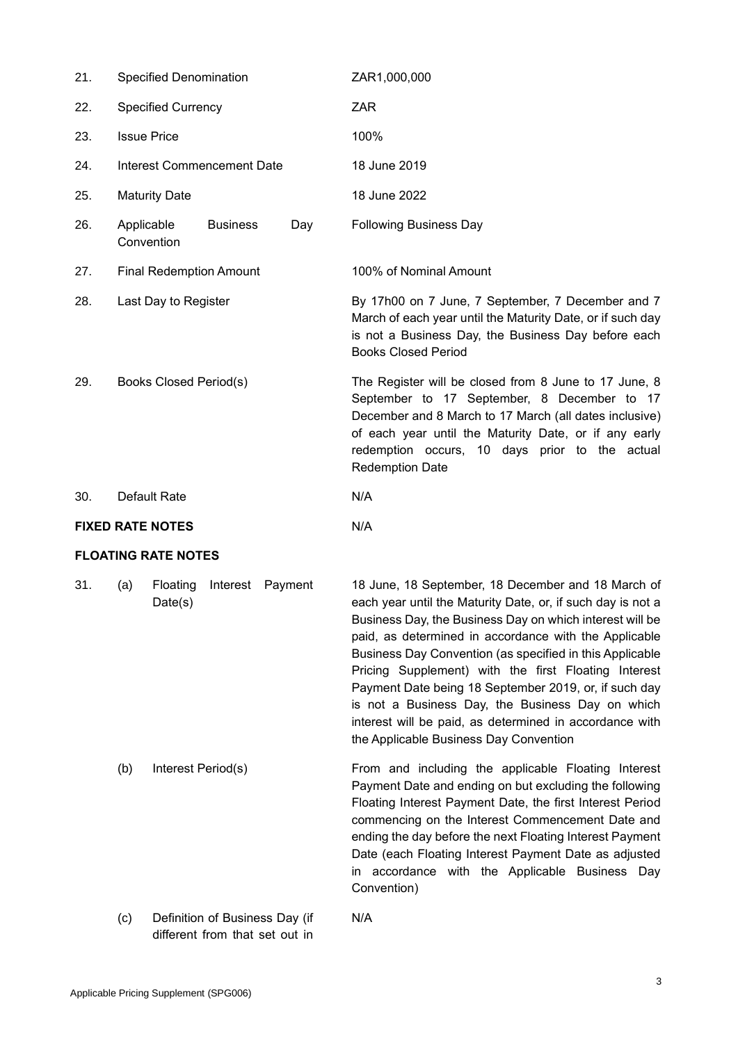| | | |
|---|---|---|
| 21. | Specified Denomination | ZAR1,000,000 |
| 22. | Specified Currency | ZAR |
| 23. | Issue Price | 100% |
| 24. | Interest Commencement Date | 18 June 2019 |
| 25. | Maturity Date | 18 June 2022 |
| 26. | Applicable Business Day Convention | Following Business Day |
| 27. | Final Redemption Amount | 100% of Nominal Amount |
| 28. | Last Day to Register | By 17h00 on 7 June, 7 September, 7 December and 7 March of each year until the Maturity Date, or if such day is not a Business Day, the Business Day before each Books Closed Period |
| 29. | Books Closed Period(s) | The Register will be closed from 8 June to 17 June, 8 September to 17 September, 8 December to 17 December and 8 March to 17 March (all dates inclusive) of each year until the Maturity Date, or if any early redemption occurs, 10 days prior to the actual Redemption Date |
| 30. | Default Rate | N/A |

**FIXED RATE NOTES** N/A

**FLOATING RATE NOTES**

| | | |
|---|---|---|
| 31. (a) | Floating Interest Payment Date(s) | 18 June, 18 September, 18 December and 18 March of each year until the Maturity Date, or, if such day is not a Business Day, the Business Day on which interest will be paid, as determined in accordance with the Applicable Business Day Convention (as specified in this Applicable Pricing Supplement) with the first Floating Interest Payment Date being 18 September 2019, or, if such day is not a Business Day, the Business Day on which interest will be paid, as determined in accordance with the Applicable Business Day Convention |
| (b) | Interest Period(s) | From and including the applicable Floating Interest Payment Date and ending on but excluding the following Floating Interest Payment Date, the first Interest Period commencing on the Interest Commencement Date and ending the day before the next Floating Interest Payment Date (each Floating Interest Payment Date as adjusted in accordance with the Applicable Business Day Convention) |
| (c) | Definition of Business Day (if different from that set out in | N/A |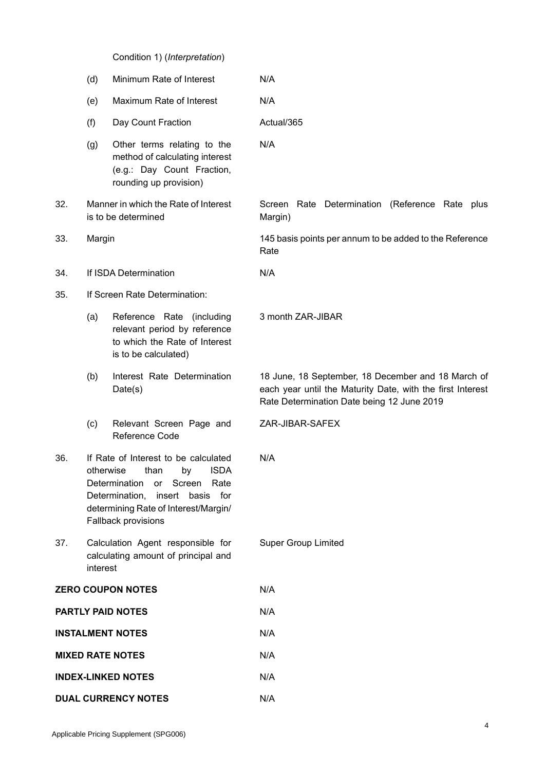| | | | |
|---|---|---|---|
| | | Condition 1) (*Interpretation*) | |
| | (d) | Minimum Rate of Interest | N/A |
| | (e) | Maximum Rate of Interest | N/A |
| | (f) | Day Count Fraction | Actual/365 |
| | (g) | Other terms relating to the method of calculating interest (e.g.: Day Count Fraction, rounding up provision) | N/A |
| 32. | Manner in which the Rate of Interest is to be determined | | Screen Rate Determination (Reference Rate plus Margin) |
| 33. | Margin | | 145 basis points per annum to be added to the Reference Rate |
| 34. | If ISDA Determination | | N/A |
| 35. | If Screen Rate Determination: | | |
| | (a) | Reference Rate (including relevant period by reference to which the Rate of Interest is to be calculated) | 3 month ZAR-JIBAR |
| | (b) | Interest Rate Determination Date(s) | 18 June, 18 September, 18 December and 18 March of each year until the Maturity Date, with the first Interest Rate Determination Date being 12 June 2019 |
| | (c) | Relevant Screen Page and Reference Code | ZAR-JIBAR-SAFEX |
| 36. | If Rate of Interest to be calculated otherwise than by ISDA Determination or Screen Rate Determination, insert basis for determining Rate of Interest/Margin/ Fallback provisions | | N/A |
| 37. | Calculation Agent responsible for calculating amount of principal and interest | | Super Group Limited |

| | |
|---|---|
| **ZERO COUPON NOTES** | N/A |
| **PARTLY PAID NOTES** | N/A |
| **INSTALMENT NOTES** | N/A |
| **MIXED RATE NOTES** | N/A |
| **INDEX-LINKED NOTES** | N/A |
| **DUAL CURRENCY NOTES** | N/A |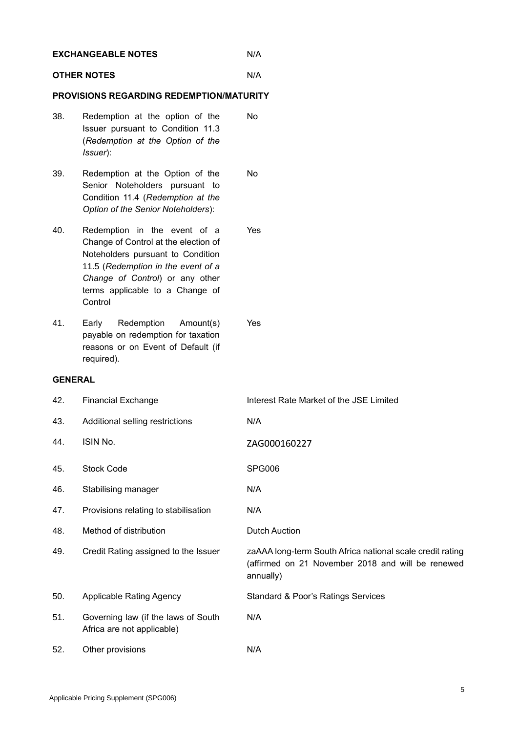| | | |
|---|---|---|
| **EXCHANGEABLE NOTES** | | N/A |
| **OTHER NOTES** | | N/A |

**PROVISIONS REGARDING REDEMPTION/MATURITY**

| | | |
|---|---|---|
| 38. | Redemption at the option of the Issuer pursuant to Condition 11.3 (*Redemption at the Option of the Issuer*): | No |
| 39. | Redemption at the Option of the Senior Noteholders pursuant to Condition 11.4 (*Redemption at the Option of the Senior Noteholders*): | No |
| 40. | Redemption in the event of a Change of Control at the election of Noteholders pursuant to Condition 11.5 (*Redemption in the event of a Change of Control*) or any other terms applicable to a Change of Control | Yes |
| 41. | Early Redemption Amount(s) payable on redemption for taxation reasons or on Event of Default (if required). | Yes |

**GENERAL**

| | | |
|---|---|---|
| 42. | Financial Exchange | Interest Rate Market of the JSE Limited |
| 43. | Additional selling restrictions | N/A |
| 44. | ISIN No. | ZAG000160227 |
| 45. | Stock Code | SPG006 |
| 46. | Stabilising manager | N/A |
| 47. | Provisions relating to stabilisation | N/A |
| 48. | Method of distribution | Dutch Auction |
| 49. | Credit Rating assigned to the Issuer | zaAAA long-term South Africa national scale credit rating (affirmed on 21 November 2018 and will be renewed annually) |
| 50. | Applicable Rating Agency | Standard & Poor's Ratings Services |
| 51. | Governing law (if the laws of South Africa are not applicable) | N/A |
| 52. | Other provisions | N/A |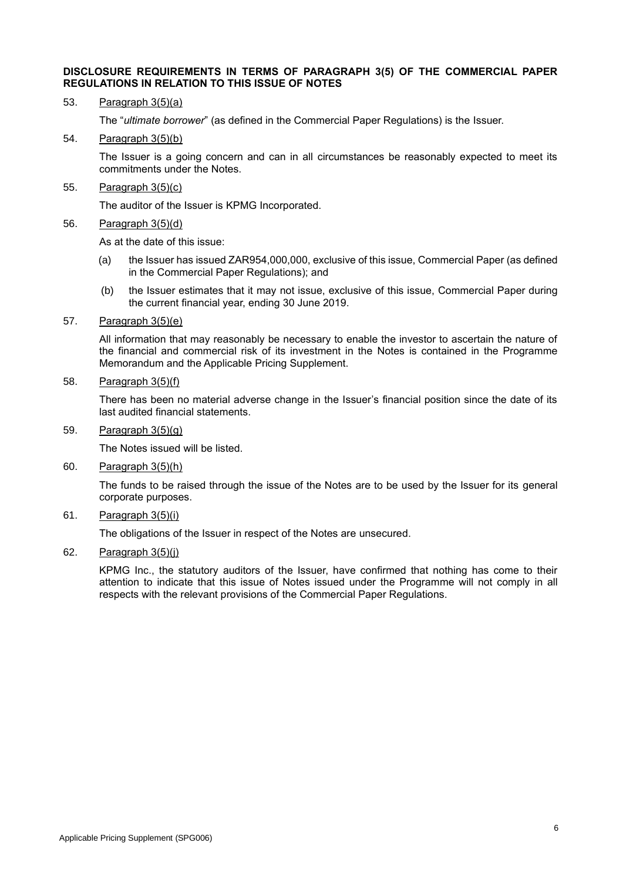**DISCLOSURE REQUIREMENTS IN TERMS OF PARAGRAPH 3(5) OF THE COMMERCIAL PAPER REGULATIONS IN RELATION TO THIS ISSUE OF NOTES**

53. Paragraph 3(5)(a)

    The "*ultimate borrower*" (as defined in the Commercial Paper Regulations) is the Issuer.

54. Paragraph 3(5)(b)

    The Issuer is a going concern and can in all circumstances be reasonably expected to meet its commitments under the Notes.

55. Paragraph 3(5)(c)

    The auditor of the Issuer is KPMG Incorporated.

56. Paragraph 3(5)(d)

    As at the date of this issue:

    (a) the Issuer has issued ZAR954,000,000, exclusive of this issue, Commercial Paper (as defined in the Commercial Paper Regulations); and

    (b) the Issuer estimates that it may not issue, exclusive of this issue, Commercial Paper during the current financial year, ending 30 June 2019.

57. Paragraph 3(5)(e)

    All information that may reasonably be necessary to enable the investor to ascertain the nature of the financial and commercial risk of its investment in the Notes is contained in the Programme Memorandum and the Applicable Pricing Supplement.

58. Paragraph 3(5)(f)

    There has been no material adverse change in the Issuer's financial position since the date of its last audited financial statements.

59. Paragraph 3(5)(g)

    The Notes issued will be listed.

60. Paragraph 3(5)(h)

    The funds to be raised through the issue of the Notes are to be used by the Issuer for its general corporate purposes.

61. Paragraph 3(5)(i)

    The obligations of the Issuer in respect of the Notes are unsecured.

62. Paragraph 3(5)(j)

    KPMG Inc., the statutory auditors of the Issuer, have confirmed that nothing has come to their attention to indicate that this issue of Notes issued under the Programme will not comply in all respects with the relevant provisions of the Commercial Paper Regulations.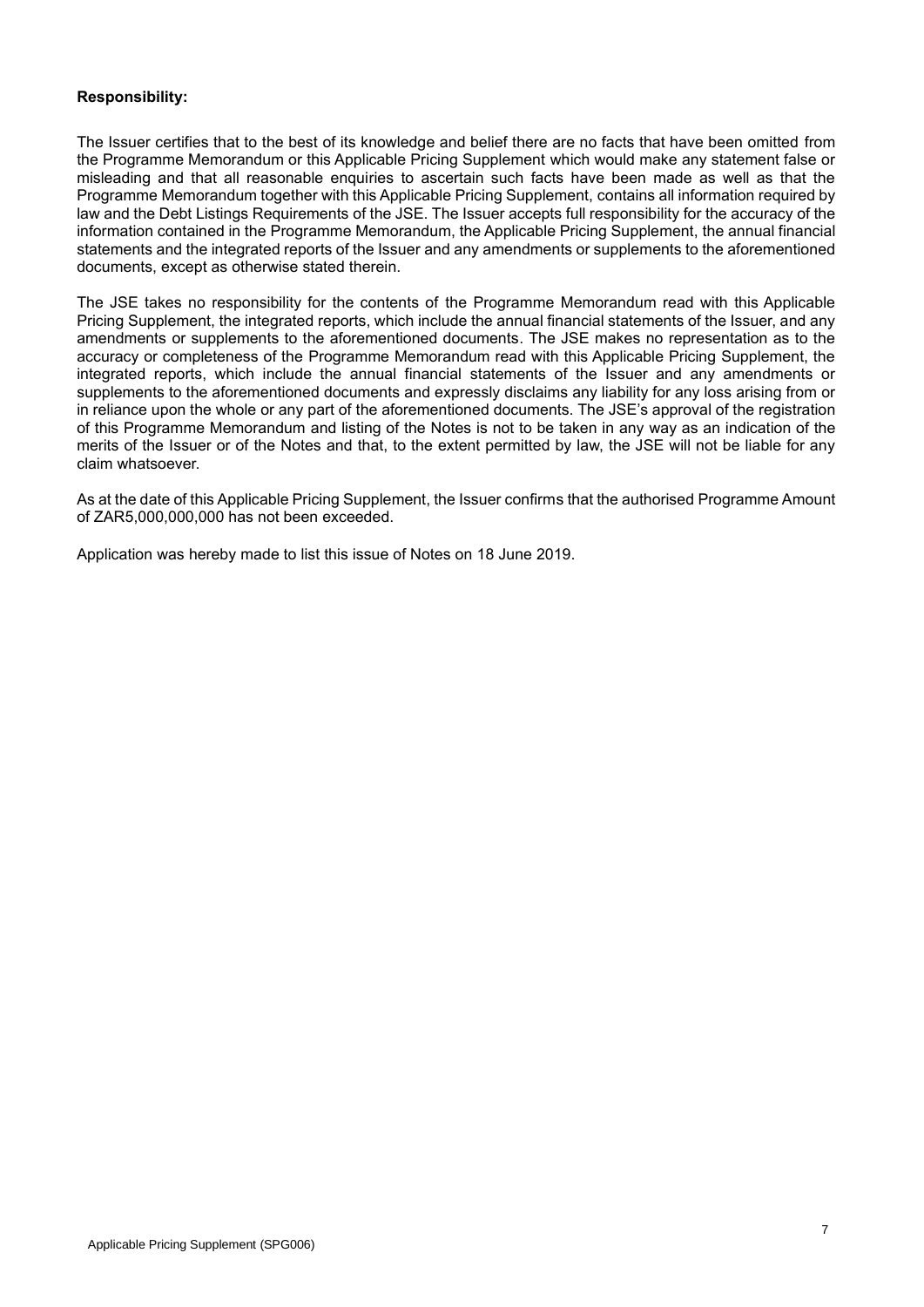**Responsibility:**

The Issuer certifies that to the best of its knowledge and belief there are no facts that have been omitted from the Programme Memorandum or this Applicable Pricing Supplement which would make any statement false or misleading and that all reasonable enquiries to ascertain such facts have been made as well as that the Programme Memorandum together with this Applicable Pricing Supplement, contains all information required by law and the Debt Listings Requirements of the JSE. The Issuer accepts full responsibility for the accuracy of the information contained in the Programme Memorandum, the Applicable Pricing Supplement, the annual financial statements and the integrated reports of the Issuer and any amendments or supplements to the aforementioned documents, except as otherwise stated therein.

The JSE takes no responsibility for the contents of the Programme Memorandum read with this Applicable Pricing Supplement, the integrated reports, which include the annual financial statements of the Issuer, and any amendments or supplements to the aforementioned documents. The JSE makes no representation as to the accuracy or completeness of the Programme Memorandum read with this Applicable Pricing Supplement, the integrated reports, which include the annual financial statements of the Issuer and any amendments or supplements to the aforementioned documents and expressly disclaims any liability for any loss arising from or in reliance upon the whole or any part of the aforementioned documents. The JSE's approval of the registration of this Programme Memorandum and listing of the Notes is not to be taken in any way as an indication of the merits of the Issuer or of the Notes and that, to the extent permitted by law, the JSE will not be liable for any claim whatsoever.

As at the date of this Applicable Pricing Supplement, the Issuer confirms that the authorised Programme Amount of ZAR5,000,000,000 has not been exceeded.

Application was hereby made to list this issue of Notes on 18 June 2019.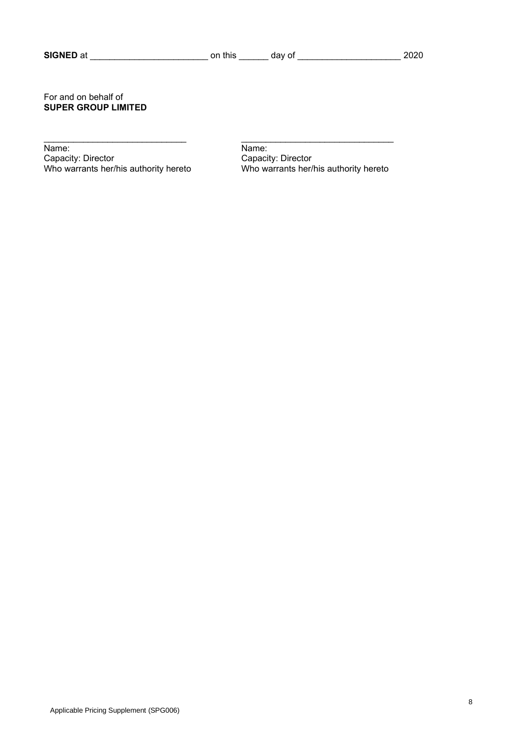**SIGNED** at ________________________ on this ______ day of _____________________ 2020

For and on behalf of
**SUPER GROUP LIMITED**

| | |
|---|---|
| ______________________________ | ________________________________ |
| Name: | Name: |
| Capacity: Director | Capacity: Director |
| Who warrants her/his authority hereto | Who warrants her/his authority hereto |

Applicable Pricing Supplement (SPG006)